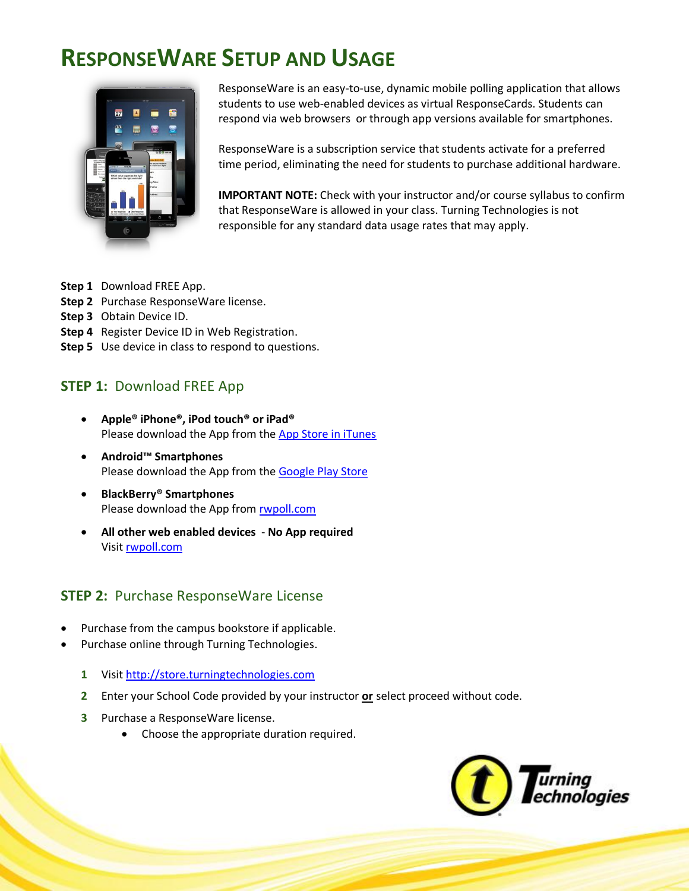# ResponseWare Setup and Usage

ResponseWare is an easy-to-use, dynamic mobile polling application that allows students to use web-enabled devices as virtual ResponseCards. Students can respond via web browsers or through app versions available for smartphones.

ResponseWare is a subscription service that students activate for a preferred time period, eliminating the need for students to purchase additional hardware.

**IMPORTANT NOTE:** Check with your instructor and/or course syllabus to confirm that ResponseWare is allowed in your class. Turning Technologies is not responsible for any standard data usage rates that may apply.

**Step 1** Download FREE App.
**Step 2** Purchase ResponseWare license.
**Step 3** Obtain Device ID.
**Step 4** Register Device ID in Web Registration.
**Step 5** Use device in class to respond to questions.

## STEP 1: Download FREE App

- **Apple® iPhone®, iPod touch® or iPad®**
  Please download the App from the [App Store in iTunes]
- **Android™ Smartphones**
  Please download the App from the [Google Play Store]
- **BlackBerry® Smartphones**
  Please download the App from [rwpoll.com]
- **All other web enabled devices** - **No App required**
  Visit [rwpoll.com]

## STEP 2: Purchase ResponseWare License

- Purchase from the campus bookstore if applicable.
- Purchase online through Turning Technologies.

1. Visit http://store.turningtechnologies.com
2. Enter your School Code provided by your instructor **or** select proceed without code.
3. Purchase a ResponseWare license.
   - Choose the appropriate duration required.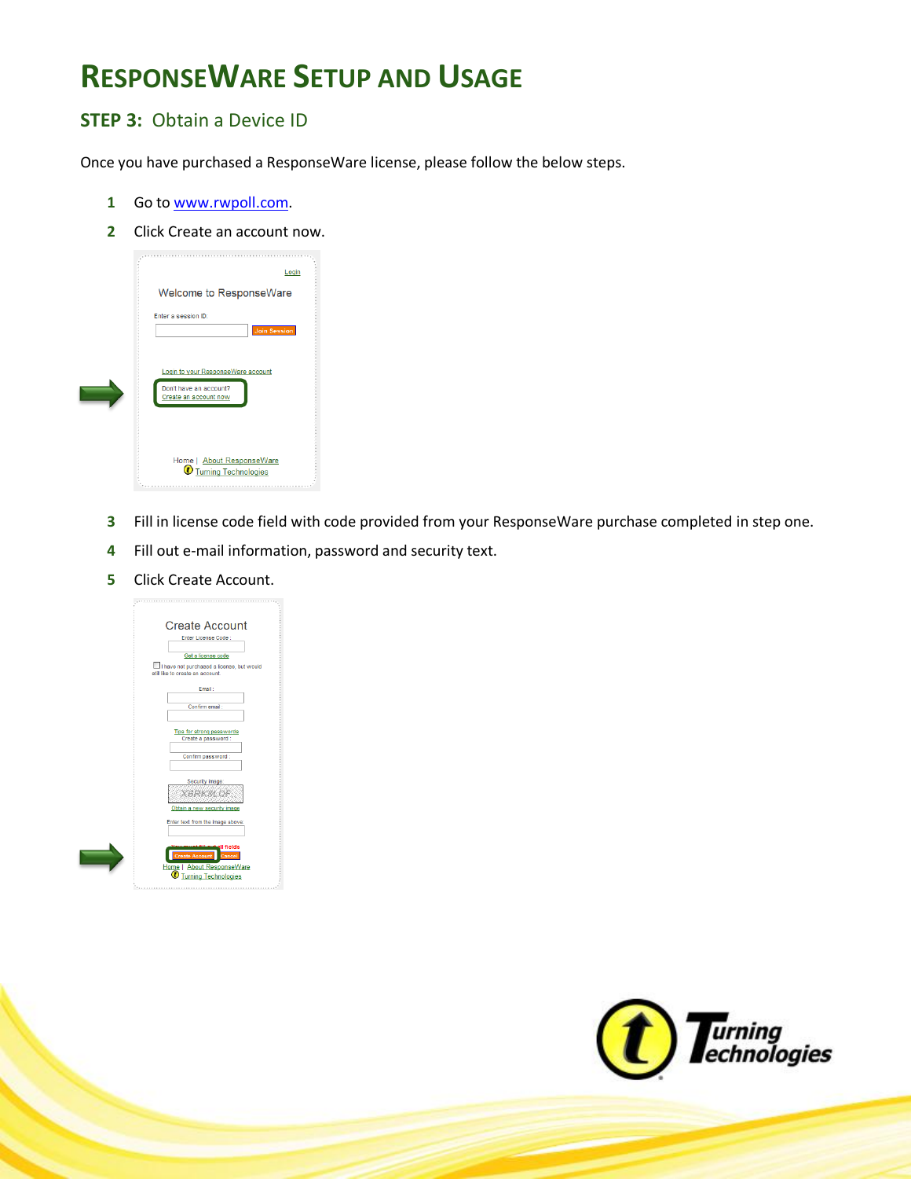# ResponseWare Setup and Usage

## STEP 3: Obtain a Device ID

Once you have purchased a ResponseWare license, please follow the below steps.

1. Go to www.rwpoll.com.
2. Click Create an account now.
3. Fill in license code field with code provided from your ResponseWare purchase completed in step one.
4. Fill out e-mail information, password and security text.
5. Click Create Account.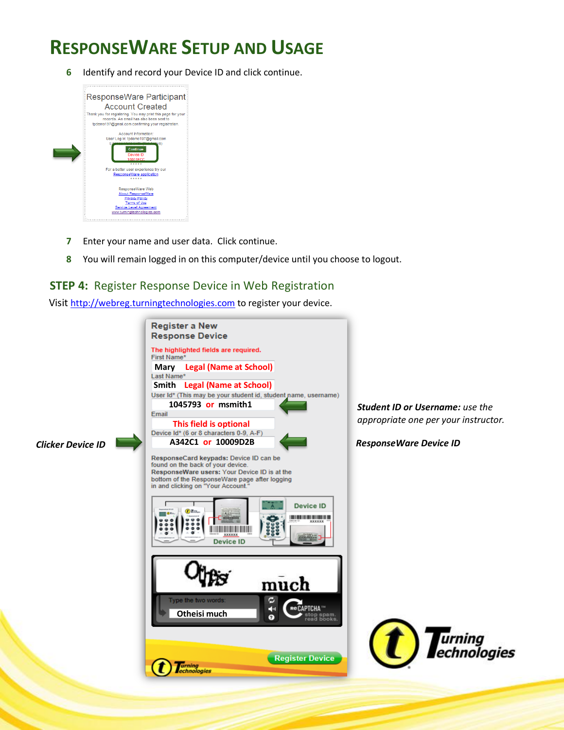# ResponseWare Setup and Usage

6. Identify and record your Device ID and click continue.

7. Enter your name and user data. Click continue.

8. You will remain logged in on this computer/device until you choose to logout.

## STEP 4: Register Response Device in Web Registration

Visit http://webreg.turningtechnologies.com to register your device.

**Clicker Device ID**

***Student ID or Username:*** *use the appropriate one per your instructor.*

***ResponseWare Device ID***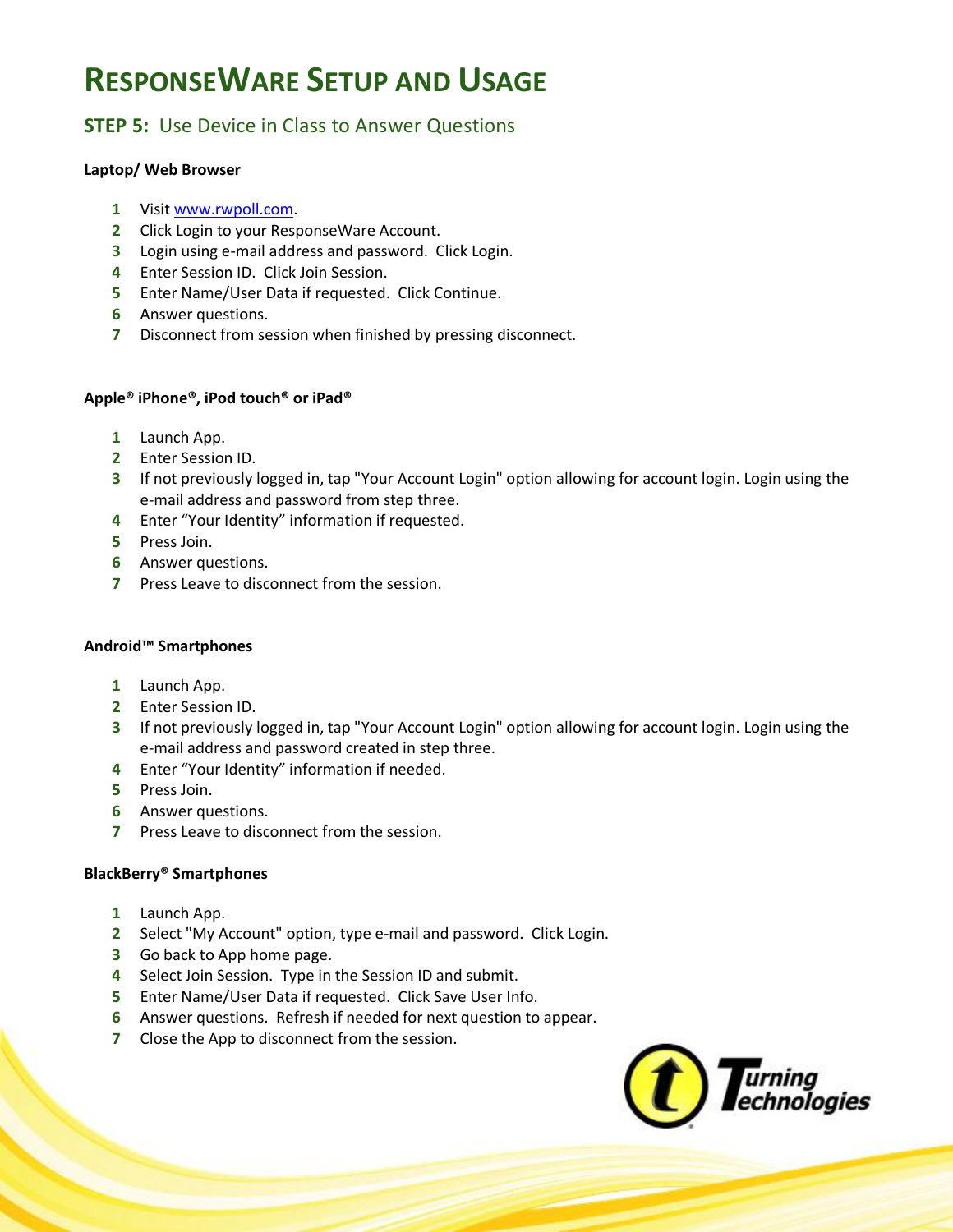# RESPONSEWARE SETUP AND USAGE

## STEP 5: Use Device in Class to Answer Questions

**Laptop/ Web Browser**

1. Visit www.rwpoll.com.
2. Click Login to your ResponseWare Account.
3. Login using e-mail address and password. Click Login.
4. Enter Session ID. Click Join Session.
5. Enter Name/User Data if requested. Click Continue.
6. Answer questions.
7. Disconnect from session when finished by pressing disconnect.

**Apple® iPhone®, iPod touch® or iPad®**

1. Launch App.
2. Enter Session ID.
3. If not previously logged in, tap "Your Account Login" option allowing for account login. Login using the e-mail address and password from step three.
4. Enter "Your Identity" information if requested.
5. Press Join.
6. Answer questions.
7. Press Leave to disconnect from the session.

**Android™ Smartphones**

1. Launch App.
2. Enter Session ID.
3. If not previously logged in, tap "Your Account Login" option allowing for account login. Login using the e-mail address and password created in step three.
4. Enter "Your Identity" information if needed.
5. Press Join.
6. Answer questions.
7. Press Leave to disconnect from the session.

**BlackBerry® Smartphones**

1. Launch App.
2. Select "My Account" option, type e-mail and password. Click Login.
3. Go back to App home page.
4. Select Join Session. Type in the Session ID and submit.
5. Enter Name/User Data if requested. Click Save User Info.
6. Answer questions. Refresh if needed for next question to appear.
7. Close the App to disconnect from the session.